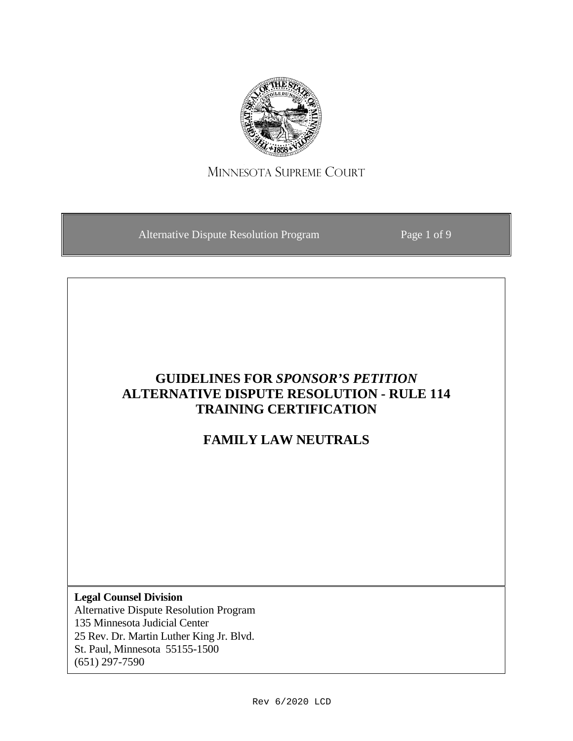MINNESOTA SUPREME COURT

Alternative Dispute Resolution Program

# GUIDELINES FOR *SPONSOR'S PETITION* ALTERNATIVE DISPUTE RESOLUTION - RULE 114 TRAINING CERTIFICATION

## FAMILY LAW NEUTRALS

**Legal Counsel Division**
Alternative Dispute Resolution Program
135 Minnesota Judicial Center
25 Rev. Dr. Martin Luther King Jr. Blvd.
St. Paul, Minnesota 55155-1500
(651) 297-7590

Rev 6/2020 LCD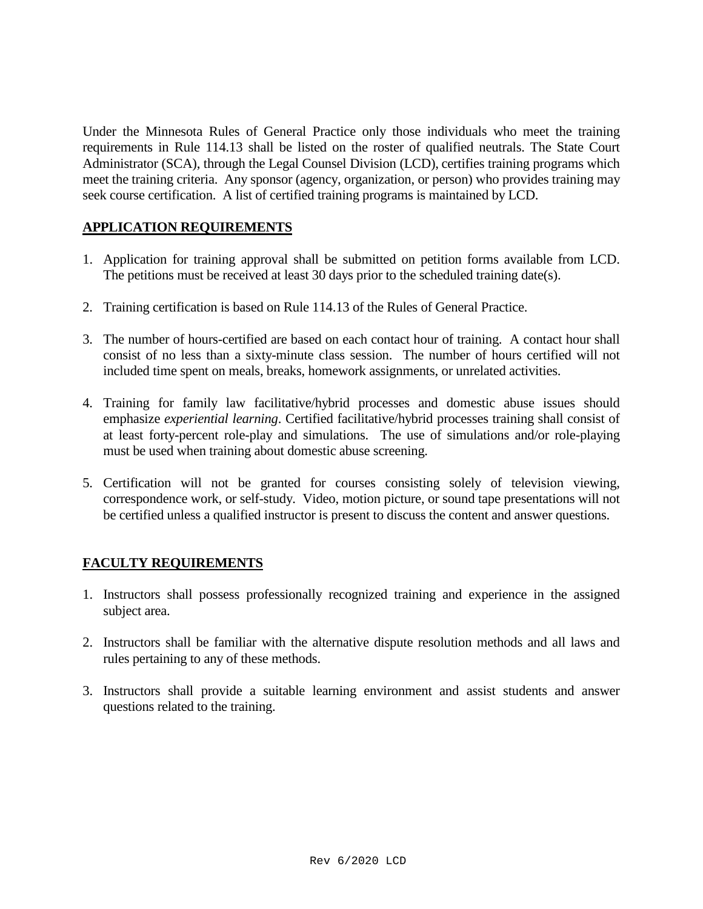Under the Minnesota Rules of General Practice only those individuals who meet the training requirements in Rule 114.13 shall be listed on the roster of qualified neutrals. The State Court Administrator (SCA), through the Legal Counsel Division (LCD), certifies training programs which meet the training criteria. Any sponsor (agency, organization, or person) who provides training may seek course certification. A list of certified training programs is maintained by LCD.

## APPLICATION REQUIREMENTS

1. Application for training approval shall be submitted on petition forms available from LCD. The petitions must be received at least 30 days prior to the scheduled training date(s).

2. Training certification is based on Rule 114.13 of the Rules of General Practice.

3. The number of hours-certified are based on each contact hour of training. A contact hour shall consist of no less than a sixty-minute class session. The number of hours certified will not included time spent on meals, breaks, homework assignments, or unrelated activities.

4. Training for family law facilitative/hybrid processes and domestic abuse issues should emphasize *experiential learning*. Certified facilitative/hybrid processes training shall consist of at least forty-percent role-play and simulations. The use of simulations and/or role-playing must be used when training about domestic abuse screening.

5. Certification will not be granted for courses consisting solely of television viewing, correspondence work, or self-study. Video, motion picture, or sound tape presentations will not be certified unless a qualified instructor is present to discuss the content and answer questions.

## FACULTY REQUIREMENTS

1. Instructors shall possess professionally recognized training and experience in the assigned subject area.

2. Instructors shall be familiar with the alternative dispute resolution methods and all laws and rules pertaining to any of these methods.

3. Instructors shall provide a suitable learning environment and assist students and answer questions related to the training.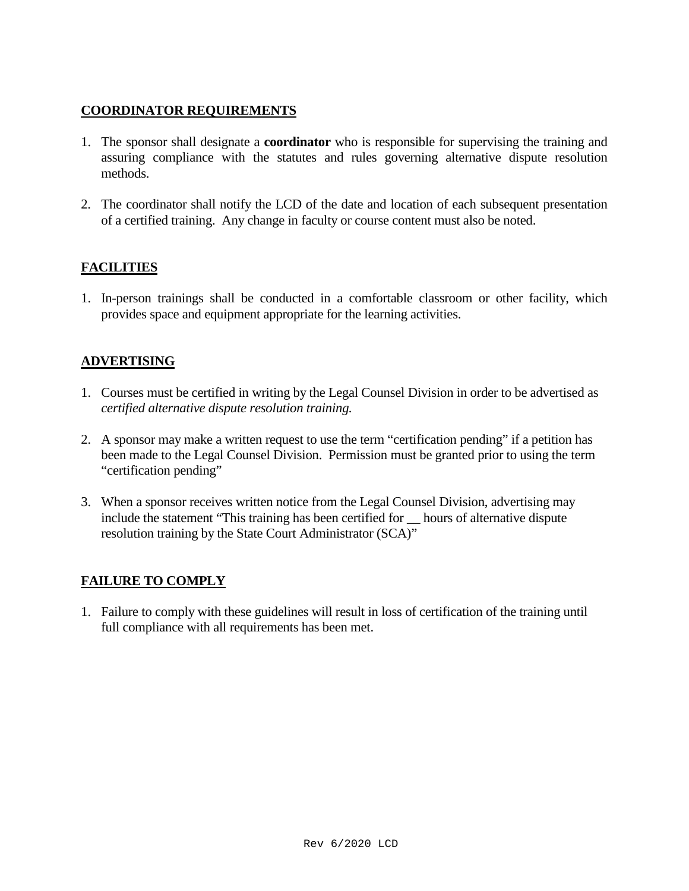## COORDINATOR REQUIREMENTS

1. The sponsor shall designate a **coordinator** who is responsible for supervising the training and assuring compliance with the statutes and rules governing alternative dispute resolution methods.

2. The coordinator shall notify the LCD of the date and location of each subsequent presentation of a certified training. Any change in faculty or course content must also be noted.

## FACILITIES

1. In-person trainings shall be conducted in a comfortable classroom or other facility, which provides space and equipment appropriate for the learning activities.

## ADVERTISING

1. Courses must be certified in writing by the Legal Counsel Division in order to be advertised as *certified alternative dispute resolution training.*

2. A sponsor may make a written request to use the term "certification pending" if a petition has been made to the Legal Counsel Division. Permission must be granted prior to using the term "certification pending"

3. When a sponsor receives written notice from the Legal Counsel Division, advertising may include the statement "This training has been certified for __ hours of alternative dispute resolution training by the State Court Administrator (SCA)"

## FAILURE TO COMPLY

1. Failure to comply with these guidelines will result in loss of certification of the training until full compliance with all requirements has been met.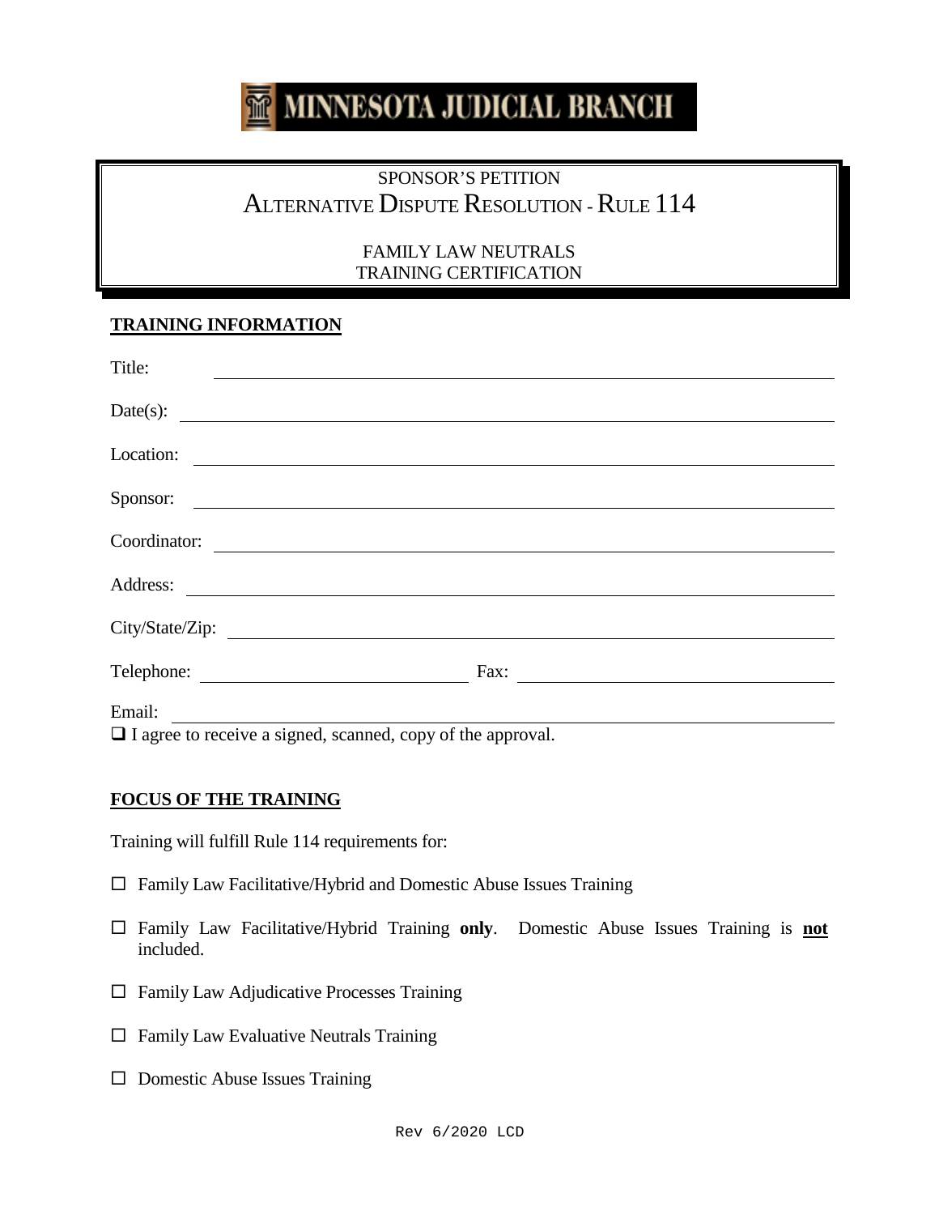**MINNESOTA JUDICIAL BRANCH**

# SPONSOR'S PETITION
## ALTERNATIVE DISPUTE RESOLUTION - RULE 114

FAMILY LAW NEUTRALS
TRAINING CERTIFICATION

**TRAINING INFORMATION**

Title: \_\_\_\_\_\_\_\_\_\_\_\_\_\_\_\_\_\_\_\_\_\_\_\_\_\_\_\_\_\_\_\_\_\_\_\_\_\_\_\_

Date(s): \_\_\_\_\_\_\_\_\_\_\_\_\_\_\_\_\_\_\_\_\_\_\_\_\_\_\_\_\_\_\_\_\_\_\_\_\_\_\_\_

Location: \_\_\_\_\_\_\_\_\_\_\_\_\_\_\_\_\_\_\_\_\_\_\_\_\_\_\_\_\_\_\_\_\_\_\_\_\_\_\_\_

Sponsor: \_\_\_\_\_\_\_\_\_\_\_\_\_\_\_\_\_\_\_\_\_\_\_\_\_\_\_\_\_\_\_\_\_\_\_\_\_\_\_\_

Coordinator: \_\_\_\_\_\_\_\_\_\_\_\_\_\_\_\_\_\_\_\_\_\_\_\_\_\_\_\_\_\_\_\_\_\_\_\_\_\_\_\_

Address: \_\_\_\_\_\_\_\_\_\_\_\_\_\_\_\_\_\_\_\_\_\_\_\_\_\_\_\_\_\_\_\_\_\_\_\_\_\_\_\_

City/State/Zip: \_\_\_\_\_\_\_\_\_\_\_\_\_\_\_\_\_\_\_\_\_\_\_\_\_\_\_\_\_\_\_\_\_\_\_\_\_\_\_\_

Telephone: \_\_\_\_\_\_\_\_\_\_\_\_\_\_\_\_\_\_\_\_ Fax: \_\_\_\_\_\_\_\_\_\_\_\_\_\_\_\_\_\_\_\_

Email: \_\_\_\_\_\_\_\_\_\_\_\_\_\_\_\_\_\_\_\_\_\_\_\_\_\_\_\_\_\_\_\_\_\_\_\_\_\_\_\_

☐ I agree to receive a signed, scanned, copy of the approval.

**FOCUS OF THE TRAINING**

Training will fulfill Rule 114 requirements for:

- ☐ Family Law Facilitative/Hybrid and Domestic Abuse Issues Training
- ☐ Family Law Facilitative/Hybrid Training **only**. Domestic Abuse Issues Training is **not** included.
- ☐ Family Law Adjudicative Processes Training
- ☐ Family Law Evaluative Neutrals Training
- ☐ Domestic Abuse Issues Training

Rev 6/2020 LCD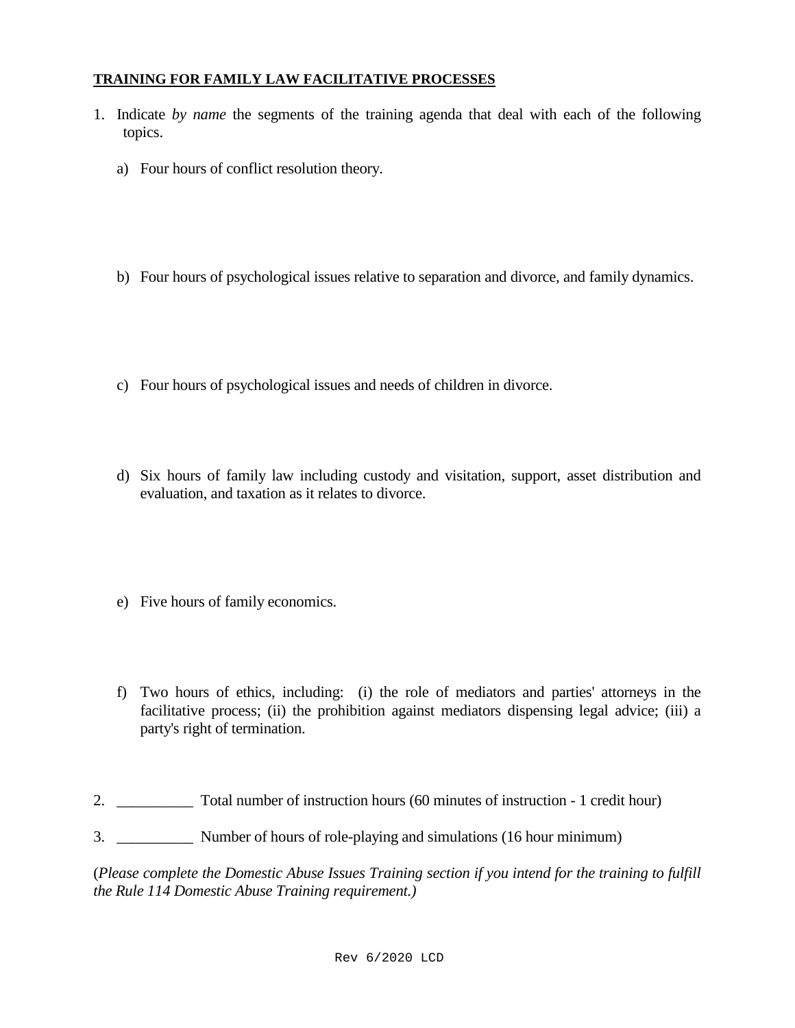**TRAINING FOR FAMILY LAW FACILITATIVE PROCESSES**

1. Indicate *by name* the segments of the training agenda that deal with each of the following topics.

   a) Four hours of conflict resolution theory.

   b) Four hours of psychological issues relative to separation and divorce, and family dynamics.

   c) Four hours of psychological issues and needs of children in divorce.

   d) Six hours of family law including custody and visitation, support, asset distribution and evaluation, and taxation as it relates to divorce.

   e) Five hours of family economics.

   f) Two hours of ethics, including: (i) the role of mediators and parties' attorneys in the facilitative process; (ii) the prohibition against mediators dispensing legal advice; (iii) a party's right of termination.

2. __________ Total number of instruction hours (60 minutes of instruction - 1 credit hour)

3. __________ Number of hours of role-playing and simulations (16 hour minimum)

(*Please complete the Domestic Abuse Issues Training section if you intend for the training to fulfill the Rule 114 Domestic Abuse Training requirement.)*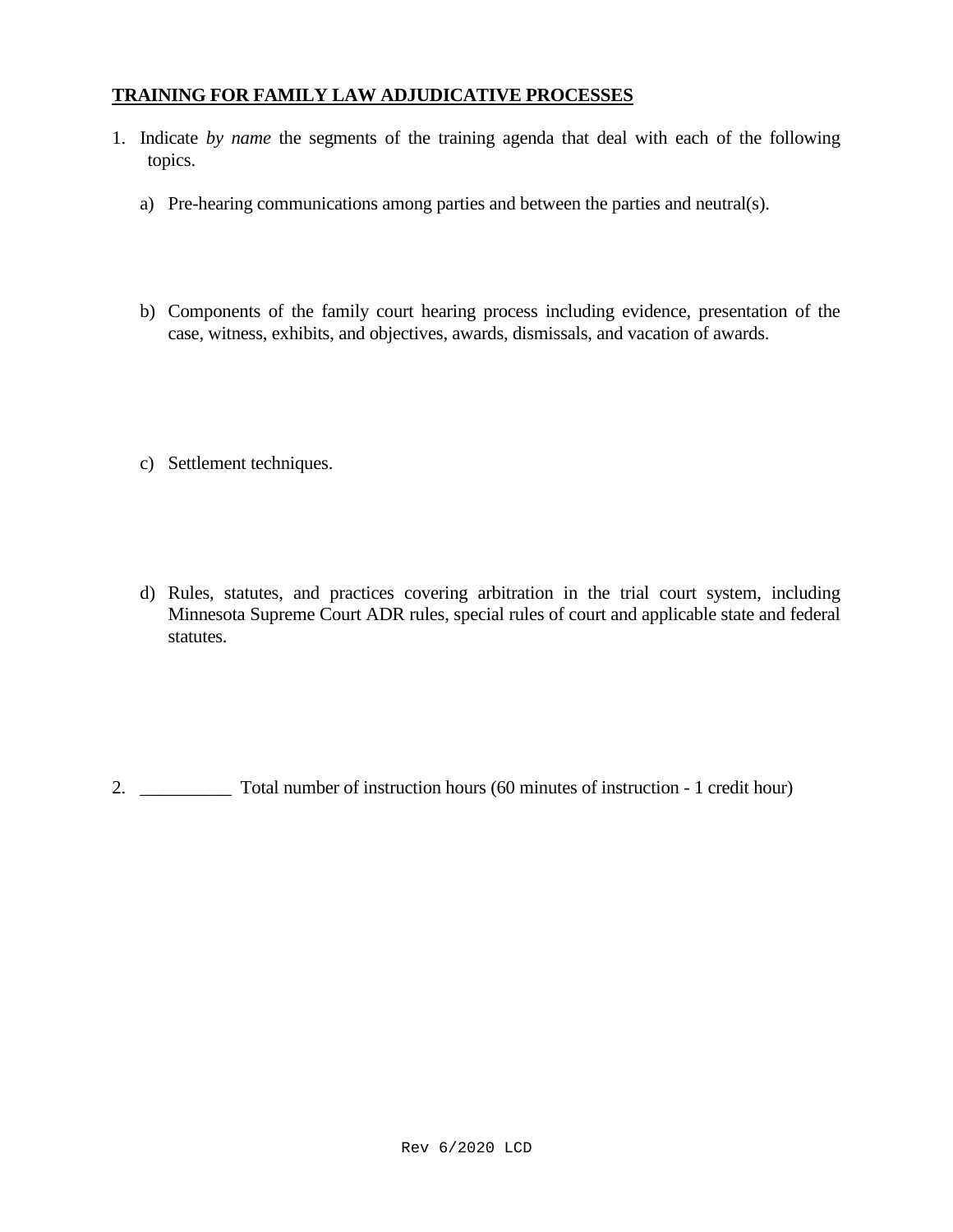**TRAINING FOR FAMILY LAW ADJUDICATIVE PROCESSES**

1. Indicate *by name* the segments of the training agenda that deal with each of the following topics.

   a) Pre-hearing communications among parties and between the parties and neutral(s).

   b) Components of the family court hearing process including evidence, presentation of the case, witness, exhibits, and objectives, awards, dismissals, and vacation of awards.

   c) Settlement techniques.

   d) Rules, statutes, and practices covering arbitration in the trial court system, including Minnesota Supreme Court ADR rules, special rules of court and applicable state and federal statutes.

2. __________ Total number of instruction hours (60 minutes of instruction - 1 credit hour)

Rev 6/2020 LCD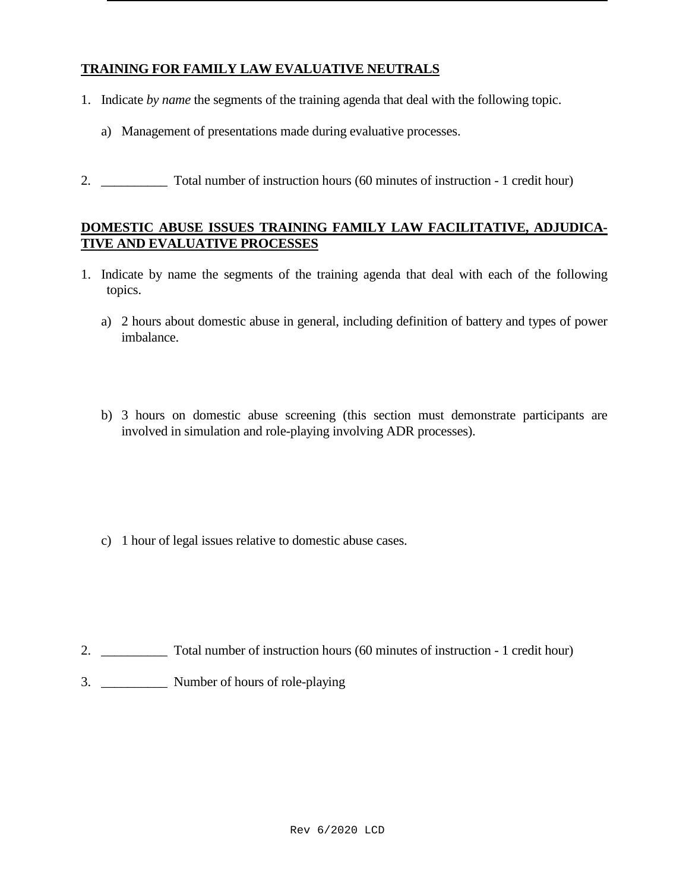**TRAINING FOR FAMILY LAW EVALUATIVE NEUTRALS**

1. Indicate *by name* the segments of the training agenda that deal with the following topic.

   a) Management of presentations made during evaluative processes.

2. __________ Total number of instruction hours (60 minutes of instruction - 1 credit hour)

**DOMESTIC ABUSE ISSUES TRAINING FAMILY LAW FACILITATIVE, ADJUDICATIVE AND EVALUATIVE PROCESSES**

1. Indicate by name the segments of the training agenda that deal with each of the following topics.

   a) 2 hours about domestic abuse in general, including definition of battery and types of power imbalance.

   b) 3 hours on domestic abuse screening (this section must demonstrate participants are involved in simulation and role-playing involving ADR processes).

   c) 1 hour of legal issues relative to domestic abuse cases.

2. __________ Total number of instruction hours (60 minutes of instruction - 1 credit hour)

3. __________ Number of hours of role-playing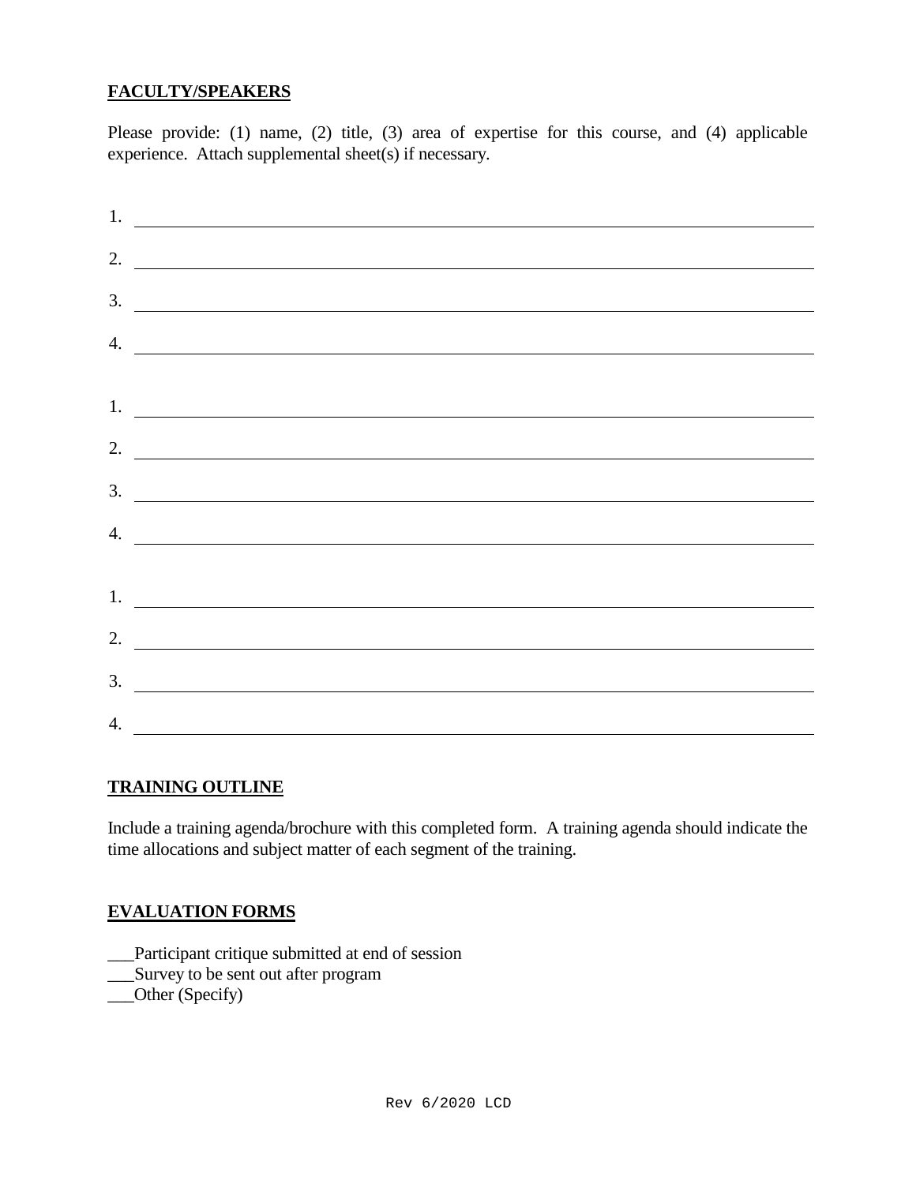**FACULTY/SPEAKERS**

Please provide: (1) name, (2) title, (3) area of expertise for this course, and (4) applicable experience. Attach supplemental sheet(s) if necessary.

1. ______________________________________________

2. ______________________________________________

3. ______________________________________________

4. ______________________________________________

1. ______________________________________________

2. ______________________________________________

3. ______________________________________________

4. ______________________________________________

1. ______________________________________________

2. ______________________________________________

3. ______________________________________________

4. ______________________________________________

**TRAINING OUTLINE**

Include a training agenda/brochure with this completed form. A training agenda should indicate the time allocations and subject matter of each segment of the training.

**EVALUATION FORMS**

___Participant critique submitted at end of session
___Survey to be sent out after program
___Other (Specify)

Rev 6/2020 LCD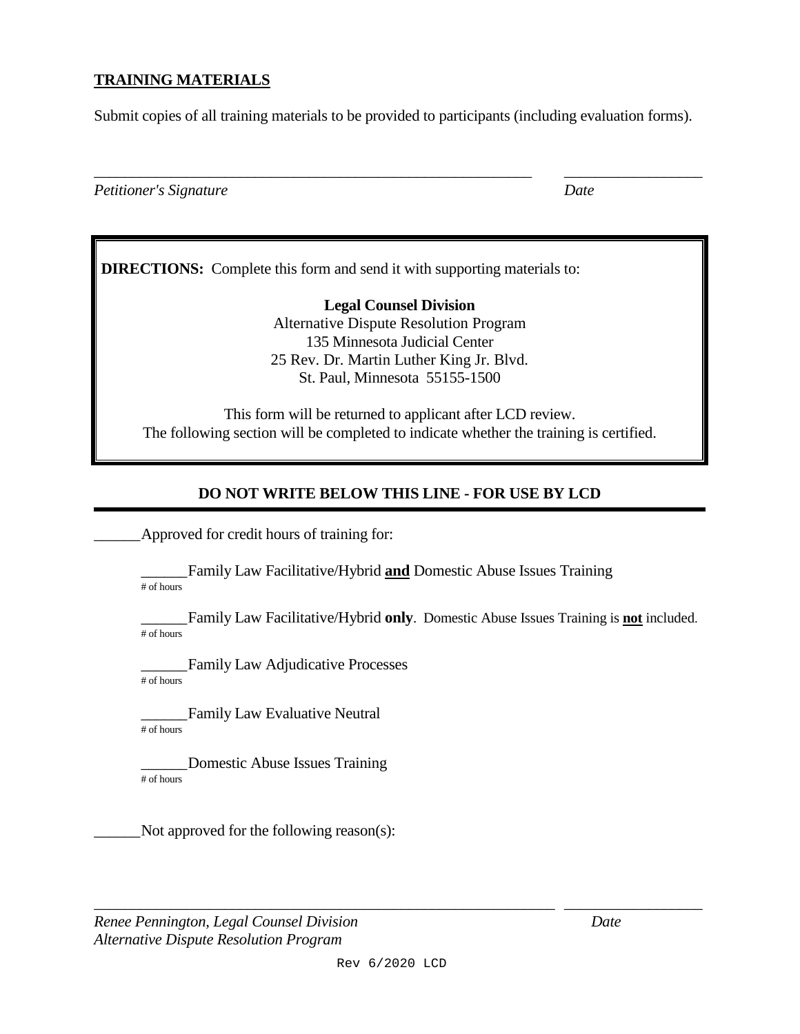**TRAINING MATERIALS**

Submit copies of all training materials to be provided to participants (including evaluation forms).

\_\_\_\_\_\_\_\_\_\_\_\_\_\_\_\_\_\_\_\_\_\_\_\_\_\_\_\_\_\_\_\_\_\_\_\_\_\_\_\_\_\_\_\_\_\_\_\_\_\_\_\_\_\_\_\_\_\_ \_\_\_\_\_\_\_\_\_\_\_\_\_\_\_\_\_\_

*Petitioner's Signature* *Date*

**DIRECTIONS:** Complete this form and send it with supporting materials to:

**Legal Counsel Division**
Alternative Dispute Resolution Program
135 Minnesota Judicial Center
25 Rev. Dr. Martin Luther King Jr. Blvd.
St. Paul, Minnesota 55155-1500

This form will be returned to applicant after LCD review.
The following section will be completed to indicate whether the training is certified.

**DO NOT WRITE BELOW THIS LINE - FOR USE BY LCD**

\_\_\_\_\_\_Approved for credit hours of training for:

\_\_\_\_\_\_Family Law Facilitative/Hybrid **and** Domestic Abuse Issues Training
# of hours

\_\_\_\_\_\_Family Law Facilitative/Hybrid **only**. Domestic Abuse Issues Training is **not** included.
# of hours

\_\_\_\_\_\_Family Law Adjudicative Processes
# of hours

\_\_\_\_\_\_Family Law Evaluative Neutral
# of hours

\_\_\_\_\_\_Domestic Abuse Issues Training
# of hours

\_\_\_\_\_\_Not approved for the following reason(s):

\_\_\_\_\_\_\_\_\_\_\_\_\_\_\_\_\_\_\_\_\_\_\_\_\_\_\_\_\_\_\_\_\_\_\_\_\_\_\_\_\_\_\_\_\_\_\_\_\_\_\_\_\_\_\_\_\_\_\_\_ \_\_\_\_\_\_\_\_\_\_\_\_\_\_\_\_\_\_

*Renee Pennington, Legal Counsel Division* *Date*
*Alternative Dispute Resolution Program*

Rev 6/2020 LCD